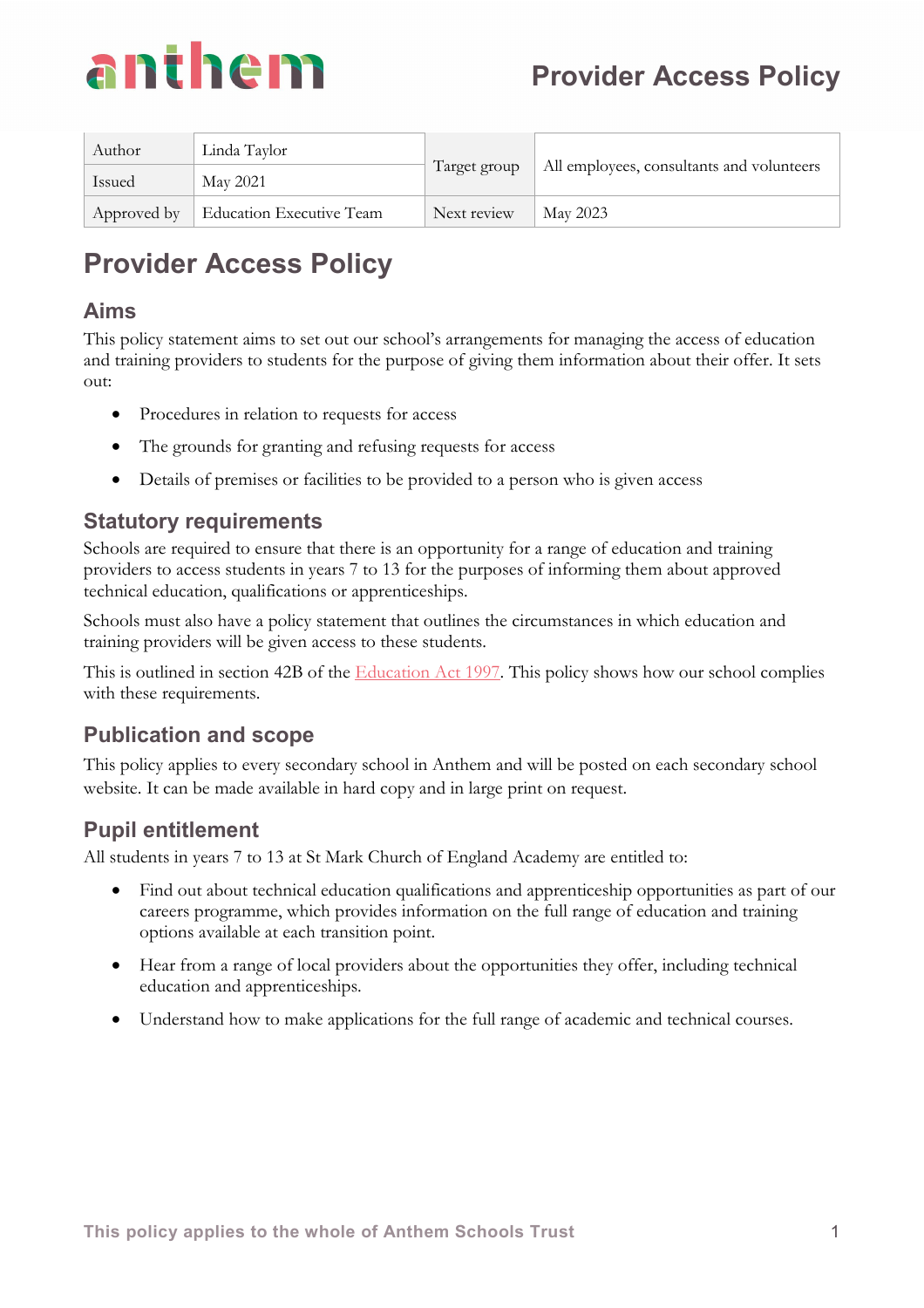| | | | |
|---|---|---|---|
| Author | Linda Taylor | Target group | All employees, consultants and volunteers |
| Issued | May 2021 | | |
| Approved by | Education Executive Team | Next review | May 2023 |

# Provider Access Policy

## Aims

This policy statement aims to set out our school's arrangements for managing the access of education and training providers to students for the purpose of giving them information about their offer. It sets out:

- Procedures in relation to requests for access
- The grounds for granting and refusing requests for access
- Details of premises or facilities to be provided to a person who is given access

## Statutory requirements

Schools are required to ensure that there is an opportunity for a range of education and training providers to access students in years 7 to 13 for the purposes of informing them about approved technical education, qualifications or apprenticeships.

Schools must also have a policy statement that outlines the circumstances in which education and training providers will be given access to these students.

This is outlined in section 42B of the Education Act 1997. This policy shows how our school complies with these requirements.

## Publication and scope

This policy applies to every secondary school in Anthem and will be posted on each secondary school website. It can be made available in hard copy and in large print on request.

## Pupil entitlement

All students in years 7 to 13 at St Mark Church of England Academy are entitled to:

- Find out about technical education qualifications and apprenticeship opportunities as part of our careers programme, which provides information on the full range of education and training options available at each transition point.
- Hear from a range of local providers about the opportunities they offer, including technical education and apprenticeships.
- Understand how to make applications for the full range of academic and technical courses.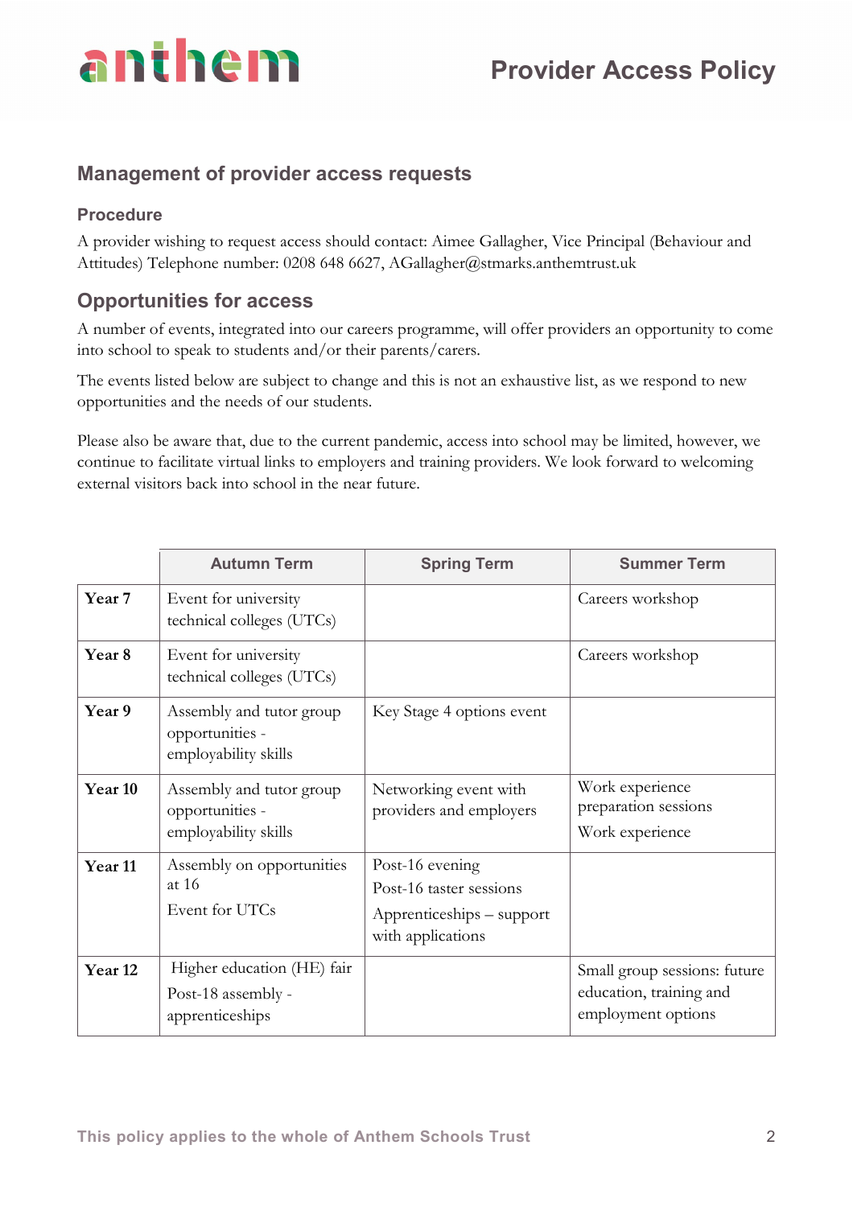## Management of provider access requests

### Procedure

A provider wishing to request access should contact: Aimee Gallagher, Vice Principal (Behaviour and Attitudes) Telephone number: 0208 648 6627, AGallagher@stmarks.anthemtrust.uk

## Opportunities for access

A number of events, integrated into our careers programme, will offer providers an opportunity to come into school to speak to students and/or their parents/carers.

The events listed below are subject to change and this is not an exhaustive list, as we respond to new opportunities and the needs of our students.

Please also be aware that, due to the current pandemic, access into school may be limited, however, we continue to facilitate virtual links to employers and training providers. We look forward to welcoming external visitors back into school in the near future.

| | Autumn Term | Spring Term | Summer Term |
|---|---|---|---|
| **Year 7** | Event for university technical colleges (UTCs) | | Careers workshop |
| **Year 8** | Event for university technical colleges (UTCs) | | Careers workshop |
| **Year 9** | Assembly and tutor group opportunities - employability skills | Key Stage 4 options event | |
| **Year 10** | Assembly and tutor group opportunities - employability skills | Networking event with providers and employers | Work experience preparation sessions<br>Work experience |
| **Year 11** | Assembly on opportunities at 16<br>Event for UTCs | Post-16 evening<br>Post-16 taster sessions<br>Apprenticeships – support with applications | |
| **Year 12** | Higher education (HE) fair<br>Post-18 assembly - apprenticeships | | Small group sessions: future education, training and employment options |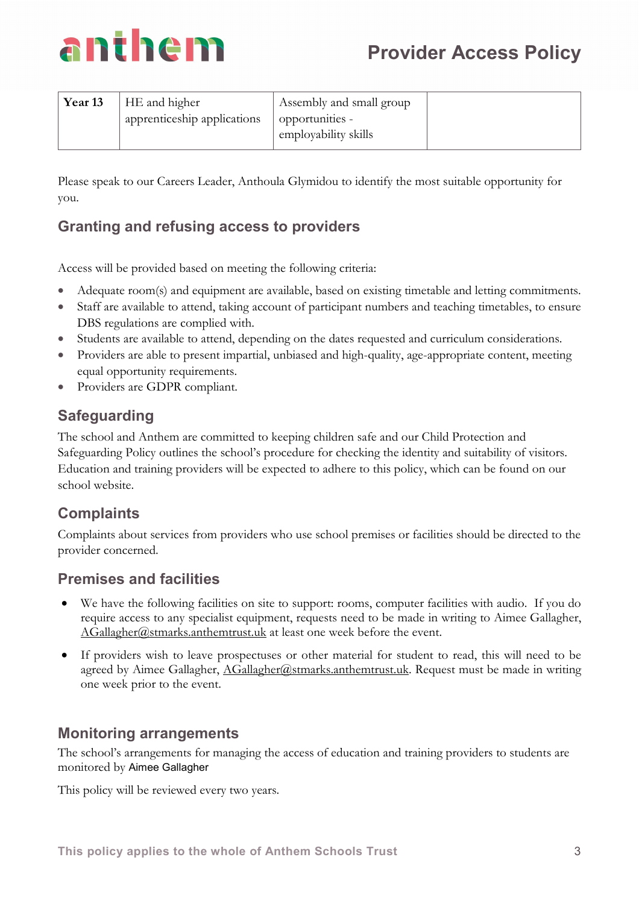| | | | |
|---|---|---|---|
| **Year 13** | HE and higher apprenticeship applications | Assembly and small group opportunities - employability skills | |

Please speak to our Careers Leader, Anthoula Glymidou to identify the most suitable opportunity for you.

## Granting and refusing access to providers

Access will be provided based on meeting the following criteria:

- Adequate room(s) and equipment are available, based on existing timetable and letting commitments.
- Staff are available to attend, taking account of participant numbers and teaching timetables, to ensure DBS regulations are complied with.
- Students are available to attend, depending on the dates requested and curriculum considerations.
- Providers are able to present impartial, unbiased and high-quality, age-appropriate content, meeting equal opportunity requirements.
- Providers are GDPR compliant.

## Safeguarding

The school and Anthem are committed to keeping children safe and our Child Protection and Safeguarding Policy outlines the school's procedure for checking the identity and suitability of visitors. Education and training providers will be expected to adhere to this policy, which can be found on our school website.

## Complaints

Complaints about services from providers who use school premises or facilities should be directed to the provider concerned.

## Premises and facilities

- We have the following facilities on site to support: rooms, computer facilities with audio. If you do require access to any specialist equipment, requests need to be made in writing to Aimee Gallagher, AGallagher@stmarks.anthemtrust.uk at least one week before the event.
- If providers wish to leave prospectuses or other material for student to read, this will need to be agreed by Aimee Gallagher, AGallagher@stmarks.anthemtrust.uk. Request must be made in writing one week prior to the event.

## Monitoring arrangements

The school's arrangements for managing the access of education and training providers to students are monitored by Aimee Gallagher

This policy will be reviewed every two years.